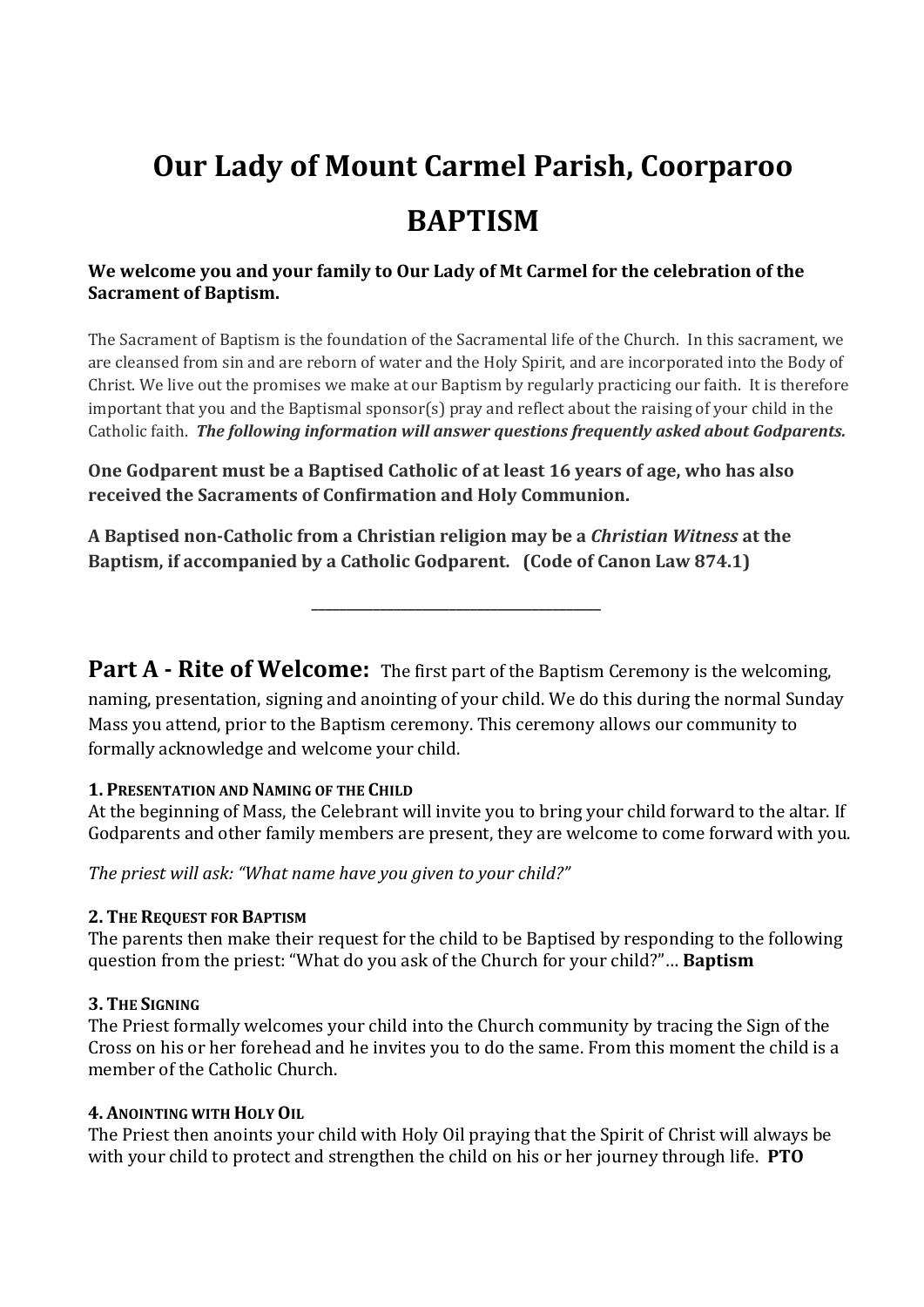# Our Lady of Mount Carmel Parish, Coorparoo

# BAPTISM

**We welcome you and your family to Our Lady of Mt Carmel for the celebration of the Sacrament of Baptism.**

The Sacrament of Baptism is the foundation of the Sacramental life of the Church. In this sacrament, we are cleansed from sin and are reborn of water and the Holy Spirit, and are incorporated into the Body of Christ. We live out the promises we make at our Baptism by regularly practicing our faith. It is therefore important that you and the Baptismal sponsor(s) pray and reflect about the raising of your child in the Catholic faith. ***The following information will answer questions frequently asked about Godparents.***

**One Godparent must be a Baptised Catholic of at least 16 years of age, who has also received the Sacraments of Confirmation and Holy Communion.**

**A Baptised non-Catholic from a Christian religion may be a *Christian Witness* at the Baptism, if accompanied by a Catholic Godparent. (Code of Canon Law 874.1)**

---

## Part A - Rite of Welcome:

The first part of the Baptism Ceremony is the welcoming, naming, presentation, signing and anointing of your child. We do this during the normal Sunday Mass you attend, prior to the Baptism ceremony. This ceremony allows our community to formally acknowledge and welcome your child.

**1. PRESENTATION AND NAMING OF THE CHILD**

At the beginning of Mass, the Celebrant will invite you to bring your child forward to the altar. If Godparents and other family members are present, they are welcome to come forward with you.

*The priest will ask: "What name have you given to your child?"*

**2. THE REQUEST FOR BAPTISM**

The parents then make their request for the child to be Baptised by responding to the following question from the priest: "What do you ask of the Church for your child?"… **Baptism**

**3. THE SIGNING**

The Priest formally welcomes your child into the Church community by tracing the Sign of the Cross on his or her forehead and he invites you to do the same. From this moment the child is a member of the Catholic Church.

**4. ANOINTING WITH HOLY OIL**

The Priest then anoints your child with Holy Oil praying that the Spirit of Christ will always be with your child to protect and strengthen the child on his or her journey through life. **PTO**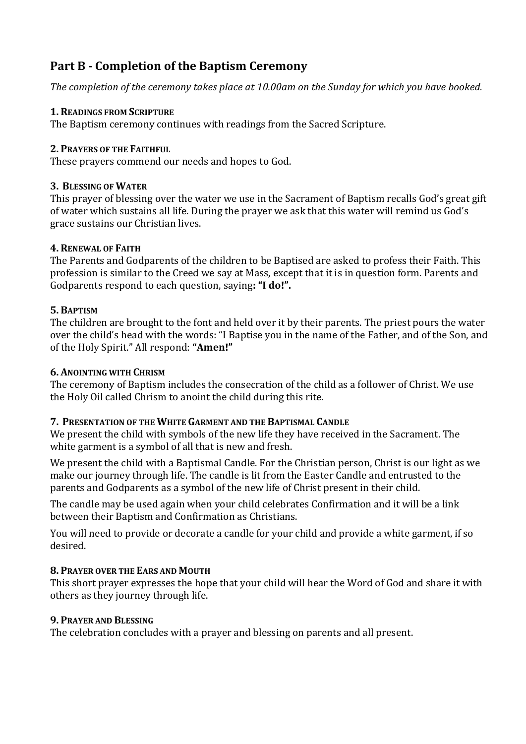## Part B - Completion of the Baptism Ceremony

*The completion of the ceremony takes place at 10.00am on the Sunday for which you have booked.*

### 1. Readings from Scripture

The Baptism ceremony continues with readings from the Sacred Scripture.

### 2. Prayers of the Faithful

These prayers commend our needs and hopes to God.

### 3. Blessing of Water

This prayer of blessing over the water we use in the Sacrament of Baptism recalls God's great gift of water which sustains all life. During the prayer we ask that this water will remind us God's grace sustains our Christian lives.

### 4. Renewal of Faith

The Parents and Godparents of the children to be Baptised are asked to profess their Faith. This profession is similar to the Creed we say at Mass, except that it is in question form. Parents and Godparents respond to each question, saying**: "I do!".**

### 5. Baptism

The children are brought to the font and held over it by their parents. The priest pours the water over the child's head with the words: "I Baptise you in the name of the Father, and of the Son, and of the Holy Spirit." All respond: **"Amen!"**

### 6. Anointing with Chrism

The ceremony of Baptism includes the consecration of the child as a follower of Christ. We use the Holy Oil called Chrism to anoint the child during this rite.

### 7. Presentation of the White Garment and the Baptismal Candle

We present the child with symbols of the new life they have received in the Sacrament. The white garment is a symbol of all that is new and fresh.

We present the child with a Baptismal Candle. For the Christian person, Christ is our light as we make our journey through life. The candle is lit from the Easter Candle and entrusted to the parents and Godparents as a symbol of the new life of Christ present in their child.

The candle may be used again when your child celebrates Confirmation and it will be a link between their Baptism and Confirmation as Christians.

You will need to provide or decorate a candle for your child and provide a white garment, if so desired.

### 8. Prayer over the Ears and Mouth

This short prayer expresses the hope that your child will hear the Word of God and share it with others as they journey through life.

### 9. Prayer and Blessing

The celebration concludes with a prayer and blessing on parents and all present.